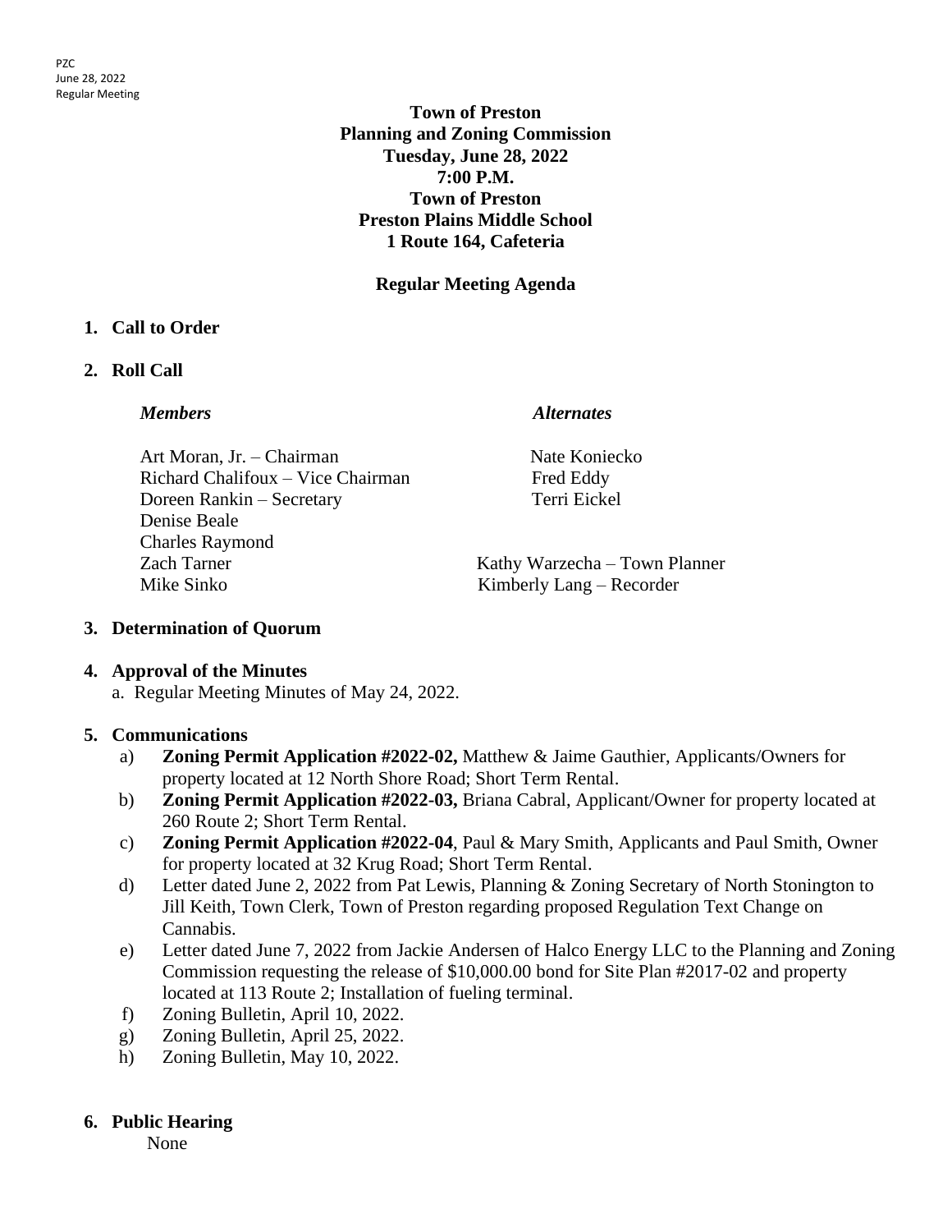**Town of Preston**
**Planning and Zoning Commission**
**Tuesday, June 28, 2022**
**7:00 P.M.**
**Town of Preston**
**Preston Plains Middle School**
**1 Route 164, Cafeteria**

**Regular Meeting Agenda**

1. **Call to Order**

2. **Roll Call**

| *Members* | *Alternates* |
|---|---|
| Art Moran, Jr. – Chairman | Nate Koniecko |
| Richard Chalifoux – Vice Chairman | Fred Eddy |
| Doreen Rankin – Secretary | Terri Eickel |
| Denise Beale | |
| Charles Raymond | |
| Zach Tarner | Kathy Warzecha – Town Planner |
| Mike Sinko | Kimberly Lang – Recorder |

3. **Determination of Quorum**

4. **Approval of the Minutes**
   a. Regular Meeting Minutes of May 24, 2022.

5. **Communications**
   a) **Zoning Permit Application #2022-02,** Matthew & Jaime Gauthier, Applicants/Owners for property located at 12 North Shore Road; Short Term Rental.
   b) **Zoning Permit Application #2022-03,** Briana Cabral, Applicant/Owner for property located at 260 Route 2; Short Term Rental.
   c) **Zoning Permit Application #2022-04**, Paul & Mary Smith, Applicants and Paul Smith, Owner for property located at 32 Krug Road; Short Term Rental.
   d) Letter dated June 2, 2022 from Pat Lewis, Planning & Zoning Secretary of North Stonington to Jill Keith, Town Clerk, Town of Preston regarding proposed Regulation Text Change on Cannabis.
   e) Letter dated June 7, 2022 from Jackie Andersen of Halco Energy LLC to the Planning and Zoning Commission requesting the release of $10,000.00 bond for Site Plan #2017-02 and property located at 113 Route 2; Installation of fueling terminal.
   f) Zoning Bulletin, April 10, 2022.
   g) Zoning Bulletin, April 25, 2022.
   h) Zoning Bulletin, May 10, 2022.

6. **Public Hearing**
   None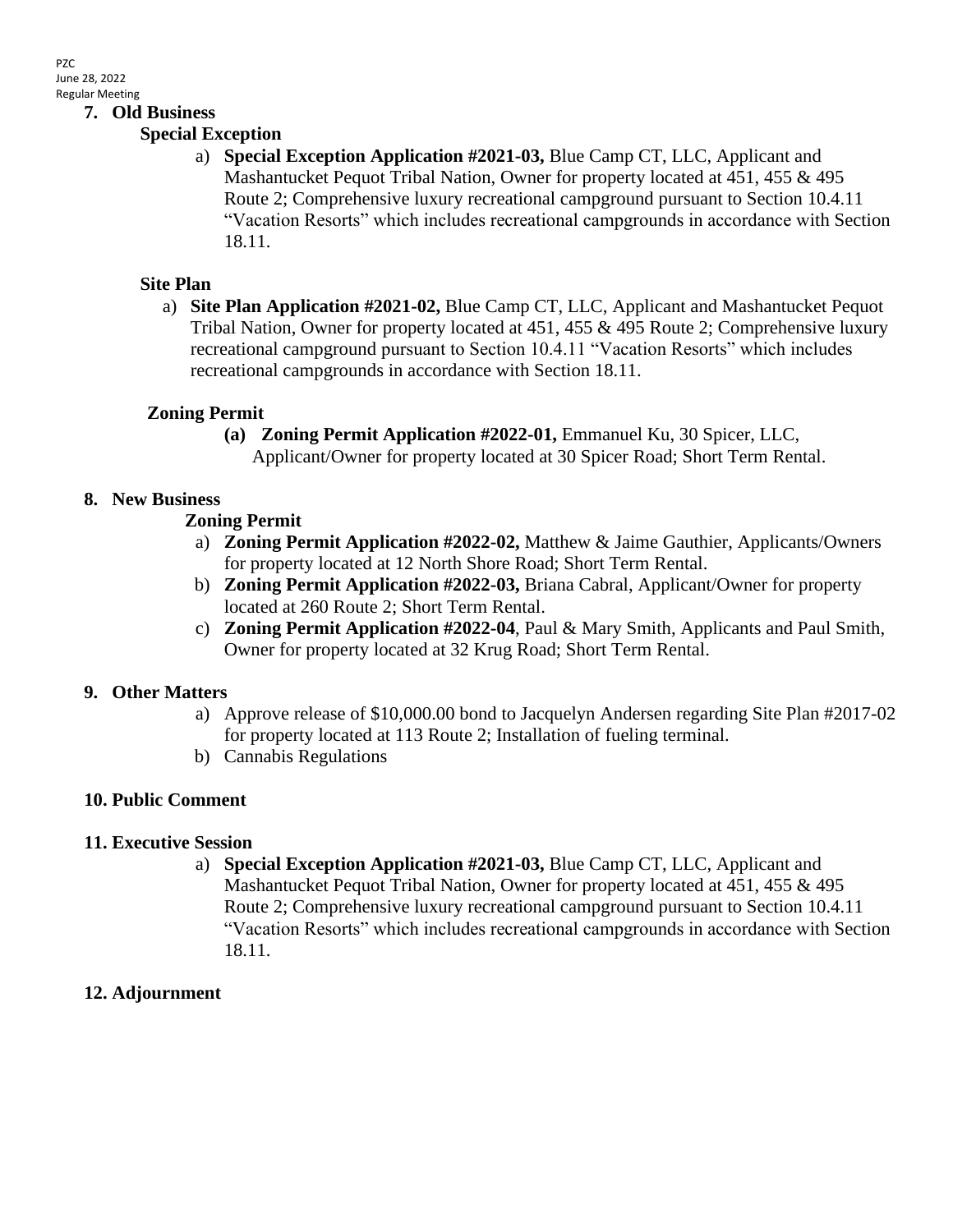**7. Old Business**

**Special Exception**

a) **Special Exception Application #2021-03,** Blue Camp CT, LLC, Applicant and Mashantucket Pequot Tribal Nation, Owner for property located at 451, 455 & 495 Route 2; Comprehensive luxury recreational campground pursuant to Section 10.4.11 "Vacation Resorts" which includes recreational campgrounds in accordance with Section 18.11.

**Site Plan**

a) **Site Plan Application #2021-02,** Blue Camp CT, LLC, Applicant and Mashantucket Pequot Tribal Nation, Owner for property located at 451, 455 & 495 Route 2; Comprehensive luxury recreational campground pursuant to Section 10.4.11 "Vacation Resorts" which includes recreational campgrounds in accordance with Section 18.11.

**Zoning Permit**

**(a) Zoning Permit Application #2022-01,** Emmanuel Ku, 30 Spicer, LLC, Applicant/Owner for property located at 30 Spicer Road; Short Term Rental.

**8. New Business**

**Zoning Permit**

a) **Zoning Permit Application #2022-02,** Matthew & Jaime Gauthier, Applicants/Owners for property located at 12 North Shore Road; Short Term Rental.
b) **Zoning Permit Application #2022-03,** Briana Cabral, Applicant/Owner for property located at 260 Route 2; Short Term Rental.
c) **Zoning Permit Application #2022-04**, Paul & Mary Smith, Applicants and Paul Smith, Owner for property located at 32 Krug Road; Short Term Rental.

**9. Other Matters**

a) Approve release of $10,000.00 bond to Jacquelyn Andersen regarding Site Plan #2017-02 for property located at 113 Route 2; Installation of fueling terminal.
b) Cannabis Regulations

**10. Public Comment**

**11. Executive Session**

a) **Special Exception Application #2021-03,** Blue Camp CT, LLC, Applicant and Mashantucket Pequot Tribal Nation, Owner for property located at 451, 455 & 495 Route 2; Comprehensive luxury recreational campground pursuant to Section 10.4.11 "Vacation Resorts" which includes recreational campgrounds in accordance with Section 18.11.

**12. Adjournment**